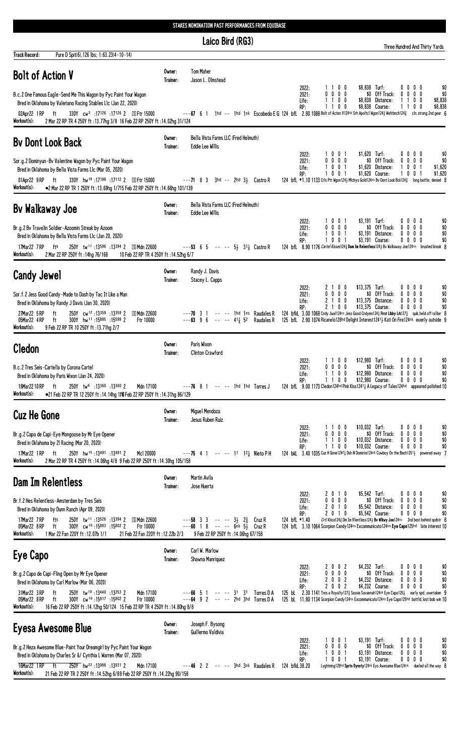STAKES NOMINATION PAST PERFORMANCES FROM EQUIBASE

# Laico Bird (RG3)

Three Hundred And Thirty Yards

**Track Record:** Pure D Spit(6),126 lbs; 1:63.23(4-10-14)

## Bolt of Action V

Owner: Tom Maher
Trainer: Jason L. Olmstead

B.c.2 One Famous Eagle-Send Me This Wagon by Pyc Paint Your Wagon
Bred in Oklahoma by Valeriano Racing Stables Llc (Jan 22, 2020)

| | | | | | | |
|---|---|---|---|---|---|---|
| 2022: | 1 1 0 0 | $8,838 | Turf: | 0 0 0 0 | | $0 |
| 2021: | 0 0 0 0 | $0 | Off Track: | 0 0 0 0 | | $0 |
| Life: | 1 1 0 0 | $8,838 | Distance: | 1 1 0 0 | | $8,838 |
| RP: | 1 1 0 0 | $8,838 | Course: | 1 1 0 0 | | $8,838 |

02Apr22 1RP ft 330Y cw³ :17126 :17126 2 S Ftr 15000 ---67 6 1 1hd -- 1hd 1nk Escobedo E G 124 bfL 2.80 1088 Bolt of Acton V124nk Srh Apoltcl Wgon124¾ Wefrbnch124½ cln,strong 2nd gear 6

Workout(s): 2 Mar 22 RP TR 4 250Y ft :13.77hg 3/8 16 Feb 22 RP 250Y ft :14.02hg 31/124

## Bv Dont Look Back

Owner: Bella Vista Farms LLC (Fred Helmuth)
Trainer: Eddie Lee Willis

Sor.g.2 Dominyun-Bv Valentine Wagon by Pyc Paint Your Wagon
Bred in Oklahoma by Bella Vista Farms Llc (Mar 05, 2020)

| | | | | | | |
|---|---|---|---|---|---|---|
| 2022: | 1 0 0 1 | $1,620 | Turf: | 0 0 0 0 | | $0 |
| 2021: | 0 0 0 0 | $0 | Off Track: | 0 0 0 0 | | $0 |
| Life: | 1 0 0 1 | $1,620 | Distance: | 1 0 0 1 | | $1,620 |
| RP: | 1 0 0 1 | $1,620 | Course: | 1 0 0 1 | | $1,620 |

01Apr22 9RP ft 330Y hw¹⁹ :17198 :17112 2 S Ftr 15000 ---71 8 3 3hd -- 2hd 3½ Castro R 124 bfL *1.10 1133 Crls Ptt Wgon124¾ Mlchys Gold124ns Bv Dont Look Bck124¾ long battle, denied 8

Workout(s): ●2 Mar 22 RP TR 1 250Y ft :13.69hg 1/715 Feb 22 RP 250Y ft :14.66hg 101/139

## Bv Walkaway Joe

Owner: Bella Vista Farms LLC (Fred Helmuth)
Trainer: Eddie Lee Willis

Br.g.2 Bv Travelin Soldier-Azoomin Streak by Azoom
Bred in Oklahoma by Bella Vista Farms Llc (Jan 20, 2020)

| | | | | | | |
|---|---|---|---|---|---|---|
| 2022: | 1 0 0 1 | $3,191 | Turf: | 0 0 0 0 | | $0 |
| 2021: | 0 0 0 0 | $0 | Off Track: | 0 0 0 0 | | $0 |
| Life: | 1 0 0 1 | $3,191 | Distance: | 0 0 0 0 | | $0 |
| RP: | 1 0 0 1 | $3,191 | Course: | 0 0 0 0 | | $0 |

17Mar22 7RP ft^s 250Y tw¹¹ :13596 :13394 2 S Mdn 22600 ---53 6 5 -- -- 5½ 3¼ Castro R 124 bfL 8.90 1176 Cartel Kisses124¾ Dam Im Relentless124¾ Bv Walkaway Joe124ns brushed break 8

Workout(s): 2 Mar 22 RP 250Y ft :14hg 76/168 10 Feb 22 RP TR 4 250Y ft :14.52hg 6/7

## Candy Jewel

Owner: Randy J. Davis
Trainer: Stacey L. Capps

Sor.f.2 Jess Good Candy-Made to Dash by Tac It Like a Man
Bred in Oklahoma by Randy J Davis (Jan 30, 2020)

| | | | | | | |
|---|---|---|---|---|---|---|
| 2022: | 2 1 0 0 | $13,375 | Turf: | 0 0 0 0 | | $0 |
| 2021: | 0 0 0 0 | $0 | Off Track: | 0 0 0 0 | | $0 |
| Life: | 2 1 0 0 | $13,375 | Distance: | 0 0 0 0 | | $0 |
| RP: | 2 1 0 0 | $13,375 | Course: | 0 0 0 0 | | $0 |

27Mar22 5RP ft 250Y cw¹² :13359 :13359 2 S Mdn 22600 ---70 3 1 -- -- 1hd 1ns Raudales R 124 bfkL 3.00 1068 Cndy Jwel124ns Jess Good Cndymn124¾ First Libby Lrk127¾ quik,held off rallier 8

05Mar22 4RP ft 300Y hw¹¹ :15885 :15599 2 Ftr 10000 ---63 9 6 -- -- 4 1¼ 5² Raudales R 125 bfL 2.90 1074 Ricanelo128hd Delight Interest124 1½ Kati On Fire124nk evenly outside 9

Workout(s): 9 Feb 22 RP TR 10 250Y ft :13.71hg 2/7

## Cledon

Owner: Paris Wixon
Trainer: Clinton Crawford

B.c.2 Tres Seis-Cartella by Corona Cartel
Bred in Oklahoma by Paris Wixon (Jan 24, 2020)

| | | | | | | |
|---|---|---|---|---|---|---|
| 2022: | 1 1 0 0 | $12,980 | Turf: | 0 0 0 0 | | $0 |
| 2021: | 0 0 0 0 | $0 | Off Track: | 0 0 0 0 | | $0 |
| Life: | 1 1 0 0 | $12,980 | Distance: | 0 0 0 0 | | $0 |
| RP: | 1 1 0 0 | $12,980 | Course: | 0 0 0 0 | | $0 |

18Mar22 10RP ft 250Y tw⁶ :13360 :13360 2 Mdn 17100 ---76 8 1 -- -- 1hd 1hd Torres J 124 bfL 9.00 1173 Cledon124hd Pink Kiss124 1¼ A Legacy of Tales124hd appeared polished 10

Workout(s): ●21 Feb 22 RP TR 12 250Y ft :14.14hg 1/16 Feb 22 RP 250Y ft :14.31hg 86/129

## Cuz He Gone

Owner: Miguel Mendoza
Trainer: Jesus Ruben Ruiz

Br.g.2 Capo de Capi-Eye Mongoose by Mr Eye Opener
Bred in Oklahoma by 2l Racing (Mar 20, 2020)

| | | | | | | |
|---|---|---|---|---|---|---|
| 2022: | 1 1 0 0 | $10,032 | Turf: | 0 0 0 0 | | $0 |
| 2021: | 0 0 0 0 | $0 | Off Track: | 0 0 0 0 | | $0 |
| Life: | 1 1 0 0 | $10,032 | Distance: | 0 0 0 0 | | $0 |
| RP: | 1 1 0 0 | $10,032 | Course: | 0 0 0 0 | | $0 |

17Mar22 1RP ft 250Y hw¹⁵ :13491 :13491 2 Mcl 20000 ---75 4 1 -- -- 1¹ 1²¾ Nieto P H 124 bkL 3.40 1035 Cuz H Gone124²¾ Dsh N Dominte124nk Cowboy On the Bech125 1½ powered away 7

Workout(s): 2 Mar 22 RP TR 4 250Y ft :14.06hg 4/8 9 Feb 22 RP 250Y ft :14.30hg 105/158

## Dam Im Relentless

Owner: Martin Avila
Trainer: Jose Huerta

Br.f.2 Hes Relentless-Amsterdam by Tres Seis
Bred in Oklahoma by Dunn Ranch (Apr 09, 2020)

| | | | | | | |
|---|---|---|---|---|---|---|
| 2022: | 2 0 1 0 | $5,542 | Turf: | 0 0 0 0 | | $0 |
| 2021: | 0 0 0 0 | $0 | Off Track: | 0 0 0 0 | | $0 |
| Life: | 2 0 1 0 | $5,542 | Distance: | 0 0 0 0 | | $0 |
| RP: | 2 0 1 0 | $5,542 | Course: | 0 0 0 0 | | $0 |

17Mar22 7RP fts 250Y tw¹¹ :13526 :13394 2 S Mdn 22600 ---58 3 3 -- -- 3½ 2¾ Cruz R 124 bfL *1.40 Crtl Kisss124¾ Dm Im Rlentless124¾ Bv Wlkwy Joe124ns 2nd best behind spdstr 8

05Mar22 8RP ft 300Y cw¹⁰ :15883 :15802 2 Ftr 10000 ---60 1 8 -- -- 6nk 5½ Cruz R 124 bfL 3.10 1064 Scorpion Candy124ns Excommunicato124ns Eye Capo125hd late interest 10

Workout(s): 1 Mar 22 Fan 220Y ft :12.07b 1/1 21 Feb 22 Fan 220Y ft :12.22b 2/3 9 Feb 22 RP 250Y ft :14.06hg 67/158

## Eye Capo

Owner: Carl W. Marlow
Trainer: Shawna Manriquez

Br.g.2 Capo de Capi-Fling Open by Mr Eye Opener
Bred in Oklahoma by Carl W Marlow (Mar 06, 2020)

| | | | | | | |
|---|---|---|---|---|---|---|
| 2022: | 2 0 0 2 | $4,232 | Turf: | 0 0 0 0 | | $0 |
| 2021: | 0 0 0 0 | $0 | Off Track: | 0 0 0 0 | | $0 |
| Life: | 2 0 0 2 | $4,232 | Distance: | 0 0 0 0 | | $0 |
| RP: | 2 0 0 2 | $4,232 | Course: | 0 0 0 0 | | $0 |

31Mar22 3RP ft 250Y tw¹⁰ :13440 :13253 2 Mdn 17100 ---66 5 1 -- -- 3¹ 3¹ Torres D A 125 bL 2.30 1141 Tres a Royalty127¾ Sassie Savannah124nk Eye Capo125½ early spd, overtaken 9

05Mar22 8RP ft 300Y cw¹⁰ :15817 :15802 2 Ftr 10000 ---64 9 2 -- -- 2hd 3hd Torres D A 125 bL 11.80 1134 Scorpion Candy124ns Excommunicato124ns Eye Capo125hd battld,lost bob win 10

Workout(s): 16 Feb 22 RP 250Y ft :14.12hg 50/124 15 Feb 22 RP TR 4 250Y ft :14.80hg 8/8

## Eyesa Awesome Blue

Owner: Joseph F. Bysong
Trainer: Guillermo Valdivia

Br.g.2 Heza Awesome Blue-Paint Your Dreamgirl by Pyc Paint Your Wagon
Bred in Oklahoma by Charles Sr &/ Cynthia L Warren (Mar 07, 2020)

| | | | | | | |
|---|---|---|---|---|---|---|
| 2022: | 1 0 0 1 | $3,191 | Turf: | 0 0 0 0 | | $0 |
| 2021: | 0 0 0 0 | $0 | Off Track: | 0 0 0 0 | | $0 |
| Life: | 1 0 0 1 | $3,191 | Distance: | 0 0 0 0 | | $0 |
| RP: | 1 0 0 1 | $3,191 | Course: | 0 0 0 0 | | $0 |

18Mar22 1RP ft 250Y hw²² :13988 :13931 2 Mdn 17100 ---46 2 2 -- -- 3hd 3nk Raudales R 124 bfkL 38.20 Lyghtning129hd Sprtn Dynsty124nk Eys Awesome Blue124nk dueled all the way 8

Workout(s): 21 Feb 22 RP TR 2 250Y ft :14.52hg 6/89 Feb 22 RP 250Y ft :14.22hg 90/158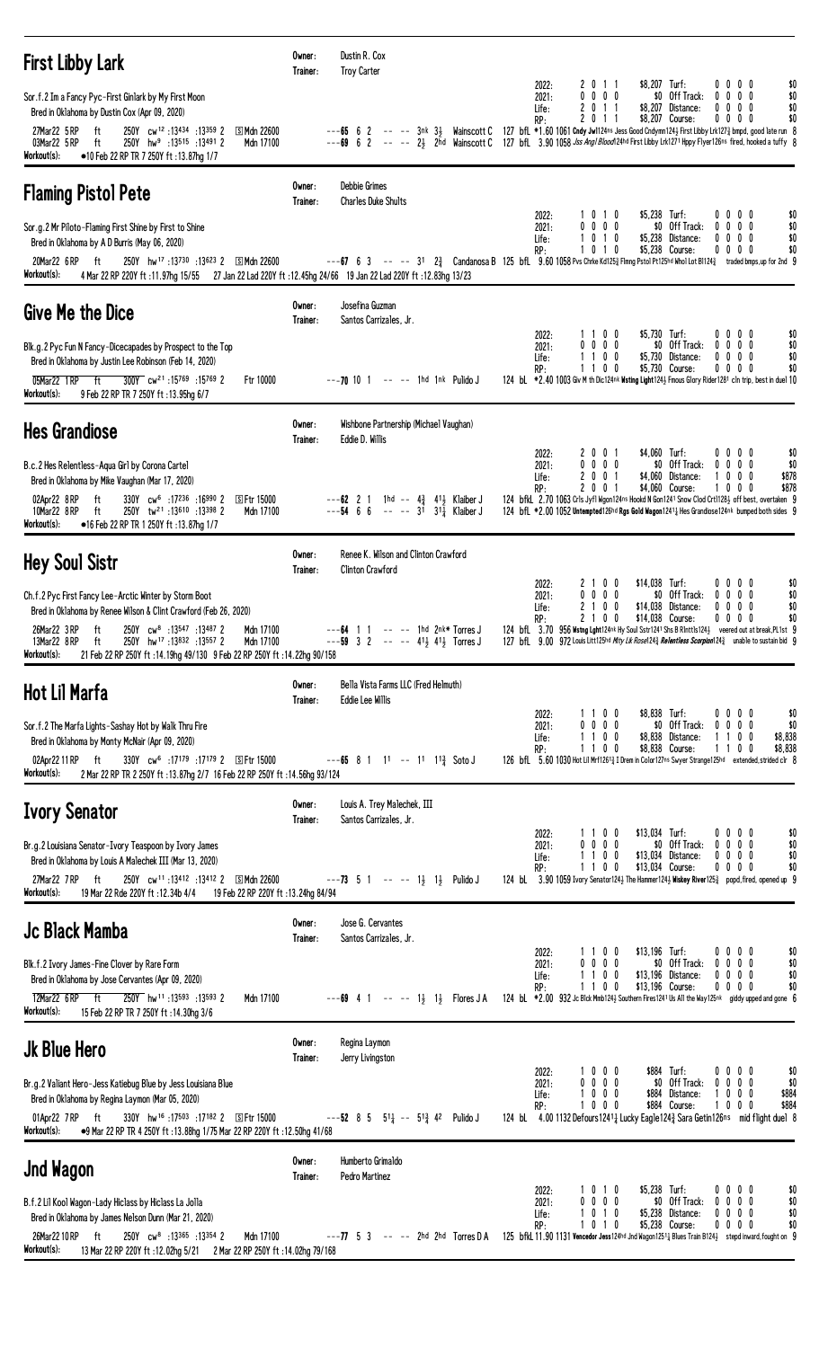## First Libby Lark

Owner: Dustin R. Cox
Trainer: Troy Carter

Sor.f.2 Im a Fancy Pyc-First Ginlark by My First Moon
Bred in Oklahoma by Dustin Cox (Apr 09, 2020)

| | | | | | |
|---|---|---|---|---|---|
| 2022: | 2 0 1 1 | $8,207 | Turf: | 0 0 0 0 | $0 |
| 2021: | 0 0 0 0 | $0 | Off Track: | 0 0 0 0 | $0 |
| Life: | 2 0 1 1 | $8,207 | Distance: | 0 0 0 0 | $0 |
| RP: | 2 0 1 1 | $8,207 | Course: | 0 0 0 0 | $0 |

27Mar22 5RP ft 250Y cw[12] :13434 :13359 2 [S] Mdn 22600 ---65 6 2 -- -- 3nk 3½ Wainscott C 127 bfL *1.60 1061 Cndy Jw1124ns Jess Good Cndymn124½ First Libby Lrk127¾ bmpd, good late run 8
03Mar22 5RP ft 250Y hw[9] :13515 :13491 2 Mdn 17100 ---69 6 2 -- -- 2½ 2hd Wainscott C 127 bfL 3.90 1058 Jss Angl Blood124hd First Libby Lrk1271 Hppy Flyer126ns fired, hooked a tuffy 8
Workout(s): •10 Feb 22 RP TR 7 250Y ft :13.87hg 1/7

## Flaming Pistol Pete

Owner: Debbie Grimes
Trainer: Charles Duke Shults

Sor.g.2 Mr Piloto-Flaming First Shine by First to Shine
Bred in Oklahoma by A D Burris (May 06, 2020)

| | | | | | |
|---|---|---|---|---|---|
| 2022: | 1 0 1 0 | $5,238 | Turf: | 0 0 0 0 | $0 |
| 2021: | 0 0 0 0 | $0 | Off Track: | 0 0 0 0 | $0 |
| Life: | 1 0 1 0 | $5,238 | Distance: | 0 0 0 0 | $0 |
| RP: | 1 0 1 0 | $5,238 | Course: | 0 0 0 0 | $0 |

20Mar22 6RP ft 250Y hw[17] :13730 :13623 2 [S] Mdn 22600 ---67 6 3 -- -- 3¹ 2¾ Candanosa B 125 bfL 9.60 1058 Pvs Chrke Kd125¾ Flmng Pstol Pt125hd Whol Lot Bl124½ traded bmps,up for 2nd 9
Workout(s): 4 Mar 22 RP 220Y ft :11.97hg 15/55 27 Jan 22 Lad 220Y ft :12.45hg 24/66 19 Jan 22 Lad 220Y ft :12.83hg 13/23

## Give Me the Dice

Owner: Josefina Guzman
Trainer: Santos Carrizales, Jr.

Blk.g.2 Pyc Fun N Fancy-Dicecapades by Prospect to the Top
Bred in Oklahoma by Justin Lee Robinson (Feb 14, 2020)

| | | | | | |
|---|---|---|---|---|---|
| 2022: | 1 1 0 0 | $5,730 | Turf: | 0 0 0 0 | $0 |
| 2021: | 0 0 0 0 | $0 | Off Track: | 0 0 0 0 | $0 |
| Life: | 1 1 0 0 | $5,730 | Distance: | 0 0 0 0 | $0 |
| RP: | 1 1 0 0 | $5,730 | Course: | 0 0 0 0 | $0 |

05Mar22 1RP ft 300Y cw[21] :15769 :15769 2 Ftr 10000 ---70 10 1 -- -- 1hd 1nk Pulido J 124 bL *2.40 1003 Giv M th Dic124nk Wsting Light124½ Fmous Glory Rider1281 cln trip, best in duel 10
Workout(s): 9 Feb 22 RP TR 7 250Y ft :13.95hg 6/7

## Hes Grandiose

Owner: Wishbone Partnership (Michael Vaughan)
Trainer: Eddie D. Willis

B.c.2 Hes Relentless-Aqua Girl by Corona Cartel
Bred in Oklahoma by Mike Vaughan (Mar 17, 2020)

| | | | | | |
|---|---|---|---|---|---|
| 2022: | 2 0 0 1 | $4,060 | Turf: | 0 0 0 0 | $0 |
| 2021: | 0 0 0 0 | $0 | Off Track: | 0 0 0 0 | $0 |
| Life: | 2 0 0 1 | $4,060 | Distance: | 1 0 0 0 | $878 |
| RP: | 2 0 0 1 | $4,060 | Course: | 1 0 0 0 | $878 |

02Apr22 8RP ft 330Y cw[6] :17236 :16990 2 [S] Ftr 15000 ---62 2 1 1hd -- 4¾ 4½ Klaiber J 124 bfkL 2.70 1063 Crls Jyfl Wgon124ns Hookd N Gon1241 Snow Clod Crt128½ off best, overtaken 9
10Mar22 8RP ft 250Y tw[21] :13610 :13398 2 Mdn 17100 ---54 6 6 -- -- 3¹ 3¼ Klaiber J 124 bfL *2.00 1052 Untempted126hd Rgs Gold Wagon124¼ Hes Grandiose124nk bumped both sides 9
Workout(s): •16 Feb 22 RP TR 1 250Y ft :13.87hg 1/7

## Hey Soul Sistr

Owner: Renee K. Wilson and Clinton Crawford
Trainer: Clinton Crawford

Ch.f.2 Pyc First Fancy Lee-Arctic Winter by Storm Boot
Bred in Oklahoma by Renee Wilson & Clint Crawford (Feb 26, 2020)

| | | | | | |
|---|---|---|---|---|---|
| 2022: | 2 1 0 0 | $14,038 | Turf: | 0 0 0 0 | $0 |
| 2021: | 0 0 0 0 | $0 | Off Track: | 0 0 0 0 | $0 |
| Life: | 2 1 0 0 | $14,038 | Distance: | 0 0 0 0 | $0 |
| RP: | 2 1 0 0 | $14,038 | Course: | 0 0 0 0 | $0 |

26Mar22 3RP ft 250Y cw[8] :13547 :13487 2 Mdn 17100 ---64 1 1 -- -- 1hd 2nk* Torres J 124 bfL 3.70 956 Wstng Lght124nk Hy Soul Sstr1241 Shs B Rlntls124½ veered out at break,PL1st 9
13Mar22 8RP ft 250Y hw[17] :13832 :13557 2 Mdn 17100 ---59 3 2 -- -- 4½ 4½ Torres J 127 bfL 9.00 972 Louis Litt125hd Mty Lk Rose124¾ Relentless Scorpion124¾ unable to sustain bid 9
Workout(s): 21 Feb 22 RP 250Y ft :14.19hg 49/130 9 Feb 22 RP 250Y ft :14.22hg 90/158

## Hot Lil Marfa

Owner: Bella Vista Farms LLC (Fred Helmuth)
Trainer: Eddie Lee Willis

Sor.f.2 The Marfa Lights-Sashay Hot by Walk Thru Fire
Bred in Oklahoma by Monty McNair (Apr 09, 2020)

| | | | | | |
|---|---|---|---|---|---|
| 2022: | 1 1 0 0 | $8,838 | Turf: | 0 0 0 0 | $0 |
| 2021: | 0 0 0 0 | $0 | Off Track: | 0 0 0 0 | $0 |
| Life: | 1 1 0 0 | $8,838 | Distance: | 1 1 0 0 | $8,838 |
| RP: | 1 1 0 0 | $8,838 | Course: | 1 1 0 0 | $8,838 |

02Apr22 11RP ft 330Y cw[6] :17179 :17179 2 [S] Ftr 15000 ---65 8 1 1¹ -- 1¹ 1¾ Soto J 126 bfL 5.60 1030 Hot Lil Mrf126¾ I Drem in Color127ns Swyer Strange125hd extended,strided clr 8
Workout(s): 2 Mar 22 RP TR 2 250Y ft :13.87hg 2/7 16 Feb 22 RP 250Y ft :14.56hg 93/124

## Ivory Senator

Owner: Louis A. Trey Malechek, III
Trainer: Santos Carrizales, Jr.

Br.g.2 Louisiana Senator-Ivory Teaspoon by Ivory James
Bred in Oklahoma by Louis A Malechek III (Mar 13, 2020)

| | | | | | |
|---|---|---|---|---|---|
| 2022: | 1 1 0 0 | $13,034 | Turf: | 0 0 0 0 | $0 |
| 2021: | 0 0 0 0 | $0 | Off Track: | 0 0 0 0 | $0 |
| Life: | 1 1 0 0 | $13,034 | Distance: | 0 0 0 0 | $0 |
| RP: | 1 1 0 0 | $13,034 | Course: | 0 0 0 0 | $0 |

27Mar22 7RP ft 250Y cw[11] :13412 :13412 2 [S] Mdn 22600 ---73 5 1 -- -- 1½ 1½ Pulido J 124 bL 3.90 1059 Ivory Senator124½ The Hammer124½ Miskey River125¾ popd,fired, opened up 9
Workout(s): 19 Mar 22 Rde 220Y ft :12.34b 4/4 19 Feb 22 RP 220Y ft :13.24hg 84/94

## Jc Black Mamba

Owner: Jose G. Cervantes
Trainer: Santos Carrizales, Jr.

Blk.f.2 Ivory James-Fine Clover by Rare Form
Bred in Oklahoma by Jose Cervantes (Apr 09, 2020)

| | | | | | |
|---|---|---|---|---|---|
| 2022: | 1 1 0 0 | $13,196 | Turf: | 0 0 0 0 | $0 |
| 2021: | 0 0 0 0 | $0 | Off Track: | 0 0 0 0 | $0 |
| Life: | 1 1 0 0 | $13,196 | Distance: | 0 0 0 0 | $0 |
| RP: | 1 1 0 0 | $13,196 | Course: | 0 0 0 0 | $0 |

12Mar22 6RP ft 250Y hw[11] :13593 :13593 2 Mdn 17100 ---69 4 1 -- -- 1½ 1½ Flores J A 124 bL *2.00 932 Jc Blck Mmb124½ Southern Fires1241 Us All the Way125nk giddy upped and gone 6
Workout(s): 15 Feb 22 RP TR 7 250Y ft :14.30hg 3/6

## Jk Blue Hero

Owner: Regina Laymon
Trainer: Jerry Livingston

Br.g.2 Valiant Hero-Jess Katiebug Blue by Jess Louisiana Blue
Bred in Oklahoma by Regina Laymon (Mar 05, 2020)

| | | | | | |
|---|---|---|---|---|---|
| 2022: | 1 0 0 0 | $884 | Turf: | 0 0 0 0 | $0 |
| 2021: | 0 0 0 0 | $0 | Off Track: | 0 0 0 0 | $0 |
| Life: | 1 0 0 0 | $884 | Distance: | 1 0 0 0 | $884 |
| RP: | 1 0 0 0 | $884 | Course: | 1 0 0 0 | $884 |

01Apr22 7RP ft 330Y hw[16] :17503 :17182 2 [S] Ftr 15000 ---52 8 5 5¼ -- 5¾ 4² Pulido J 124 bL 4.00 1132 Defours1241¼ Lucky Eagle124¾ Sara Getin126ns mid flight duel 8
Workout(s): •9 Mar 22 RP TR 4 250Y ft :13.88hg 1/75 Mar 22 RP 220Y ft :12.50hg 41/80

## Jnd Wagon

Owner: Humberto Grimaldo
Trainer: Pedro Martinez

B.f.2 Lil Kool Wagon-Lady Hiclass by Hiclass La Jolla
Bred in Oklahoma by James Nelson Dunn (Mar 21, 2020)

| | | | | | |
|---|---|---|---|---|---|
| 2022: | 1 0 1 0 | $5,238 | Turf: | 0 0 0 0 | $0 |
| 2021: | 0 0 0 0 | $0 | Off Track: | 0 0 0 0 | $0 |
| Life: | 1 0 1 0 | $5,238 | Distance: | 0 0 0 0 | $0 |
| RP: | 1 0 1 0 | $5,238 | Course: | 0 0 0 0 | $0 |

26Mar22 10RP ft 250Y cw[8] :13365 :13354 2 Mdn 17100 ---77 5 3 -- -- 2hd 2hd Torres D A 125 bfkL 11.90 1131 Vencedor Jess124hd Jnd Wagon125¼ Blues Train B124½ stepd inward,fought on 9
Workout(s): 13 Mar 22 RP 220Y ft :12.02hg 5/21 2 Mar 22 RP 250Y ft :14.02hg 79/168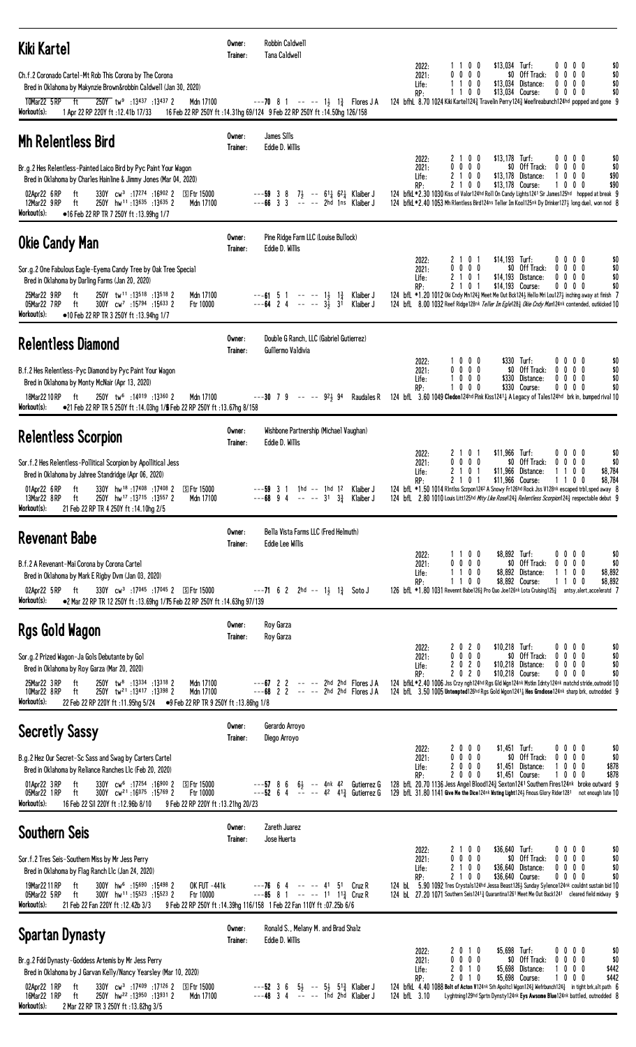## Kiki Kartel

Owner: Robbin Caldwell
Trainer: Tana Caldwell

Ch.f.2 Coronado Cartel-Mt Rob This Corona by The Corona
Bred in Oklahoma by Makynzie Brown&robbin Caldwell (Jan 30, 2020)

| | | | | | | | | | |
|---|---|---|---|---|---|---|---|---|---|
| 2022: | 1 1 0 0 | $13,034 | Turf: | 0 0 0 0 | $0 |
| 2021: | 0 0 0 0 | $0 | Off Track: | 0 0 0 0 | $0 |
| Life: | 1 1 0 0 | $13,034 | Distance: | 0 0 0 0 | $0 |
| RP: | 1 1 0 0 | $13,034 | Course: | 0 0 0 0 | $0 |

10Mar22 5RP ft 250Y tw⁹ :13437 :13437 2 Mdn 17100 ---70 8 1 -- -- 1½ 1¾ Flores J A 124 bfhL 8.70 1024 Kiki Kartel124¾ Travelin Perry124¾ Weefireabunch124hd popped and gone 9

Workout(s): 1 Apr 22 RP 220Y ft :12.41b 17/33 16 Feb 22 RP 250Y ft :14.31hg 69/124 9 Feb 22 RP 250Y ft :14.50hg 126/158

## Mh Relentless Bird

Owner: James Sills
Trainer: Eddie D. Willis

Br.g.2 Hes Relentless-Painted Laico Bird by Pyc Paint Your Wagon
Bred in Oklahoma by Charles Hainline & Jimmy Jones (Mar 04, 2020)

| | | | | | | | | | |
|---|---|---|---|---|---|---|---|---|---|
| 2022: | 2 1 0 0 | $13,178 | Turf: | 0 0 0 0 | $0 |
| 2021: | 0 0 0 0 | $0 | Off Track: | 0 0 0 0 | $0 |
| Life: | 2 1 0 0 | $13,178 | Distance: | 1 0 0 0 | $90 |
| RP: | 2 1 0 0 | $13,178 | Course: | 1 0 0 0 | $90 |

02Apr22 6RP ft 330Y cw³ :17274 :16902 2 Ⓢ Ftr 15000 ---59 3 8 7½ -- 6¼ 6²¾ Klaiber J 124 bfkL*2.30 1030 Kiss of Valor124hd Roll On Candy Lights1241 Sir James125hd hopped at break 9
12Mar22 9RP ft 250Y hw¹¹ :13635 :13635 2 Mdn 17100 ---66 3 3 -- -- 2hd 1ns Klaiber J 124 bfkL*2.40 1053 Mh Rlentless Bird124ns Teller Im Kool125nk Dy Drinker127½ long duel, won nod 8

Workout(s): ●16 Feb 22 RP TR 7 250Y ft :13.99hg 1/7

## Okie Candy Man

Owner: Pine Ridge Farm LLC (Louise Bullock)
Trainer: Eddie D. Willis

Sor.g.2 One Fabulous Eagle-Eyema Candy Tree by Oak Tree Special
Bred in Oklahoma by Darling Farms (Jan 20, 2020)

| | | | | | | | | | |
|---|---|---|---|---|---|---|---|---|---|
| 2022: | 2 1 0 1 | $14,193 | Turf: | 0 0 0 0 | $0 |
| 2021: | 0 0 0 0 | $0 | Off Track: | 0 0 0 0 | $0 |
| Life: | 2 1 0 1 | $14,193 | Distance: | 0 0 0 0 | $0 |
| RP: | 2 1 0 1 | $14,193 | Course: | 0 0 0 0 | $0 |

25Mar22 9RP ft 250Y tw¹¹ :13518 :13518 2 Mdn 17100 ---61 5 1 -- -- 1½ 1¾ Klaiber J 124 bfL *1.20 1012 Oki Cndy Mn124¾ Meet Me Out Bck124½ Hello Mri Lou127½ inching away at finish 7
05Mar22 7RP ft 300Y cw⁷ :15794 :15633 2 Ftr 10000 ---64 2 4 -- -- 3½ 3¹ Klaiber J 124 bfL 8.00 1032 Reef Ridge128nk *Teller Im Egle*128¾ *Okie Cndy Man*124nk contended, outkicked 10

Workout(s): ●10 Feb 22 RP TR 3 250Y ft :13.94hg 1/7

## Relentless Diamond

Owner: Double G Ranch, LLC (Gabriel Gutierrez)
Trainer: Guillermo Valdivia

B.f.2 Hes Relentless-Pyc Diamond by Pyc Paint Your Wagon
Bred in Oklahoma by Monty McNair (Apr 13, 2020)

| | | | | | | | | | |
|---|---|---|---|---|---|---|---|---|---|
| 2022: | 1 0 0 0 | $330 | Turf: | 0 0 0 0 | $0 |
| 2021: | 0 0 0 0 | $0 | Off Track: | 0 0 0 0 | $0 |
| Life: | 1 0 0 0 | $330 | Distance: | 0 0 0 0 | $0 |
| RP: | 1 0 0 0 | $330 | Course: | 0 0 0 0 | $0 |

18Mar22 10RP ft 250Y tw⁶ :14019 :13360 2 Mdn 17100 ---30 7 9 -- -- 9²½ 9⁴ Raudales R 124 bfL 3.60 1049 Cledon124hd Pink Kiss1241¼ A Legacy of Tales124hd brk in, bumped rival 10

Workout(s): ●21 Feb 22 RP TR 5 250Y ft :14.03hg 1/5 Feb 22 RP 250Y ft :13.67bg 8/158

## Relentless Scorpion

Owner: Wishbone Partnership (Michael Vaughan)
Trainer: Eddie D. Willis

Sor.f.2 Hes Relentless-Pollitical Scorpion by Apollitical Jess
Bred in Oklahoma by Jahree Standridge (Apr 06, 2020)

| | | | | | | | | | |
|---|---|---|---|---|---|---|---|---|---|
| 2022: | 2 1 0 1 | $11,966 | Turf: | 0 0 0 0 | $0 |
| 2021: | 0 0 0 0 | $0 | Off Track: | 0 0 0 0 | $0 |
| Life: | 2 1 0 1 | $11,966 | Distance: | 1 1 0 0 | $8,784 |
| RP: | 2 1 0 1 | $11,966 | Course: | 1 1 0 0 | $8,784 |

01Apr22 6RP ft 330Y hw¹⁸ :17408 :17408 2 Ⓢ Ftr 15000 ---59 3 1 1hd -- 1hd 1² Klaiber J 124 bfL *1.50 1014 Rlntlss Scrpon124² A Snowy Fr126hd Rock Jss V128nk escaped trbl,sped away 8
13Mar22 8RP ft 250Y hw¹⁷ :13715 :13557 2 Mdn 17100 ---68 9 4 -- -- 3¹ 3¾ Klaiber J 124 bfL 2.80 1010 Louis Litt125hd *Mty Like Rose*124¾ *Relentless Scorpion*124¾ respectable debut 9

Workout(s): 21 Feb 22 RP TR 4 250Y ft :14.10hg 2/5

## Revenant Babe

Owner: Bella Vista Farms LLC (Fred Helmuth)
Trainer: Eddie Lee Willis

B.f.2 A Revenant-Mai Corona by Corona Cartel
Bred in Oklahoma by Mark E Rigby Dvm (Jan 03, 2020)

| | | | | | | | | | |
|---|---|---|---|---|---|---|---|---|---|
| 2022: | 1 1 0 0 | $8,892 | Turf: | 0 0 0 0 | $0 |
| 2021: | 0 0 0 0 | $0 | Off Track: | 0 0 0 0 | $0 |
| Life: | 1 1 0 0 | $8,892 | Distance: | 1 1 0 0 | $8,892 |
| RP: | 1 1 0 0 | $8,892 | Course: | 1 1 0 0 | $8,892 |

02Apr22 5RP ft 330Y cw³ :17045 :17045 2 Ⓢ Ftr 15000 ---71 6 2 2hd -- 1½ 1¾ Soto J 126 bfL *1.80 1031 Revennt Babe126¾ Pro Quo Joe126nk Lota Cruising125½ antsy,alert,acceleratd 7

Workout(s): ●2 Mar 22 RP TR 12 250Y ft :13.69hg 1/75 Feb 22 RP 250Y ft :14.63hg 97/139

## Rgs Gold Wagon

Owner: Roy Garza
Trainer: Roy Garza

Sor.g.2 Prized Wagon-Ja Gols Debutante by Gol
Bred in Oklahoma by Roy Garza (Mar 20, 2020)

| | | | | | | | | | |
|---|---|---|---|---|---|---|---|---|---|
| 2022: | 2 0 2 0 | $10,218 | Turf: | 0 0 0 0 | $0 |
| 2021: | 0 0 0 0 | $0 | Off Track: | 0 0 0 0 | $0 |
| Life: | 2 0 2 0 | $10,218 | Distance: | 0 0 0 0 | $0 |
| RP: | 2 0 2 0 | $10,218 | Course: | 0 0 0 0 | $0 |

25Mar22 3RP ft 250Y cw⁸ :13334 :13318 2 Mdn 17100 ---67 2 2 -- -- 2hd 2hd Flores J A 124 bfkL*2.40 1006 Jss Crzy ngh124hd Rgs Gld Wgn124nk Mstin Idnty124nk matchd stride,outnodd 10
10Mar22 8RP ft 250Y tw²¹ :13417 :13398 2 Mdn 17100 ---68 2 2 -- -- 2hd 2hd Flores J A 124 bfL 3.50 1005 Untempted126hd Rgs Gold Wgon1241½ Hes Grndiose124nk sharp brk, outnodded 9

Workout(s): 22 Feb 22 RP 220Y ft :11.99hg 5/24 ●9 Feb 22 RP TR 9 250Y ft :13.86hg 1/8

## Secretly Sassy

Owner: Gerardo Arroyo
Trainer: Diego Arroyo

B.g.2 Hez Our Secret-Sc Sass and Swag by Carters Cartel
Bred in Oklahoma by Reliance Ranches Llc (Feb 20, 2020)

| | | | | | | | | | |
|---|---|---|---|---|---|---|---|---|---|
| 2022: | 2 0 0 0 | $1,451 | Turf: | 0 0 0 0 | $0 |
| 2021: | 0 0 0 0 | $0 | Off Track: | 0 0 0 0 | $0 |
| Life: | 2 0 0 0 | $1,451 | Distance: | 1 0 0 0 | $878 |
| RP: | 2 0 0 0 | $1,451 | Course: | 1 0 0 0 | $878 |

01Apr22 3RP ft 330Y cw⁶ :17254 :16900 2 Ⓢ Ftr 15000 ---57 8 6 6½ -- 4nk 4² Gutierrez G 128 bfL 20.70 1136 Jess Angel Blood124¾ Sexton1241 Southern Fires124nk broke outward 9
05Mar22 1RP ft 300Y cw²¹ :16075 :15769 2 Ftr 10000 ---52 6 4 -- -- 4² 4¹¾ Gutierrez G 129 bfL 31.80 1141 Give Me the Dice124nk Wsting Light124½ Fmous Glory Rider1281 not enough late 10

Workout(s): 16 Feb 22 Sil 220Y ft :12.96b 8/10 9 Feb 22 RP 220Y ft :13.21hg 20/23

## Southern Seis

Owner: Zareth Juarez
Trainer: Jose Huerta

Sor.f.2 Tres Seis-Southern Miss by Mr Jess Perry
Bred in Oklahoma by Flag Ranch Llc (Jan 24, 2020)

| | | | | | | | | | |
|---|---|---|---|---|---|---|---|---|---|
| 2022: | 2 1 0 0 | $36,640 | Turf: | 0 0 0 0 | $0 |
| 2021: | 0 0 0 0 | $0 | Off Track: | 0 0 0 0 | $0 |
| Life: | 2 1 0 0 | $36,640 | Distance: | 0 0 0 0 | $0 |
| RP: | 2 1 0 0 | $36,640 | Course: | 0 0 0 0 | $0 |

19Mar22 11RP ft 300Y hw⁶ :15690 :15498 2 OK FUT -441k ---76 6 4 -- -- 4¹ 5¹ Cruz R 124 bL 5.90 1092 Tres Crystals124hd Jessa Beast124½ Sunday Sylence124nk couldnt sustain bid 10
05Mar22 5RP ft 300Y hw¹¹ :15523 :15523 2 Ftr 10000 ---85 8 1 -- -- 1¹ 1¹¾ Cruz R 124 bL 27.20 1071 Southern Seis1241¾ Quarantina1261 Meet Me Out Back1241 cleared field midway 9

Workout(s): 21 Feb 22 Fan 220Y ft :12.42b 3/3 9 Feb 22 RP 250Y ft :14.39hg 116/158 1 Feb 22 Fan 110Y ft :07.25b 6/6

## Spartan Dynasty

Owner: Ronald S., Melany M. and Brad Shalz
Trainer: Eddie D. Willis

Br.g.2 Fdd Dynasty-Goddess Artemis by Mr Jess Perry
Bred in Oklahoma by J Garvan Kelly/Nancy Yearsley (Mar 10, 2020)

| | | | | | | | | | |
|---|---|---|---|---|---|---|---|---|---|
| 2022: | 2 0 1 0 | $5,698 | Turf: | 0 0 0 0 | $0 |
| 2021: | 0 0 0 0 | $0 | Off Track: | 0 0 0 0 | $0 |
| Life: | 2 0 1 0 | $5,698 | Distance: | 1 0 0 0 | $442 |
| RP: | 2 0 1 0 | $5,698 | Course: | 1 0 0 0 | $442 |

02Apr22 1RP ft 330Y cw³ :17409 :17126 2 Ⓢ Ftr 15000 ---52 3 6 5½ -- 5½ 5¹¾ Klaiber J 124 bfkL 4.40 1088 Bolt of Acton V124nk Srh Apoltcl Wgon124¾ Wefrbunch124¾ in tight brk,alt path 6
16Mar22 1RP ft 250Y hw²² :13950 :13931 2 Mdn 17100 ---48 3 4 -- -- 1hd 2hd Klaiber J 124 bfL 3.10 Lyghtning129hd Sprtn Dynsty124nk Eys Awsome Blue124nk battled, outnodded 8

Workout(s): 2 Mar 22 RP TR 3 250Y ft :13.82hg 3/5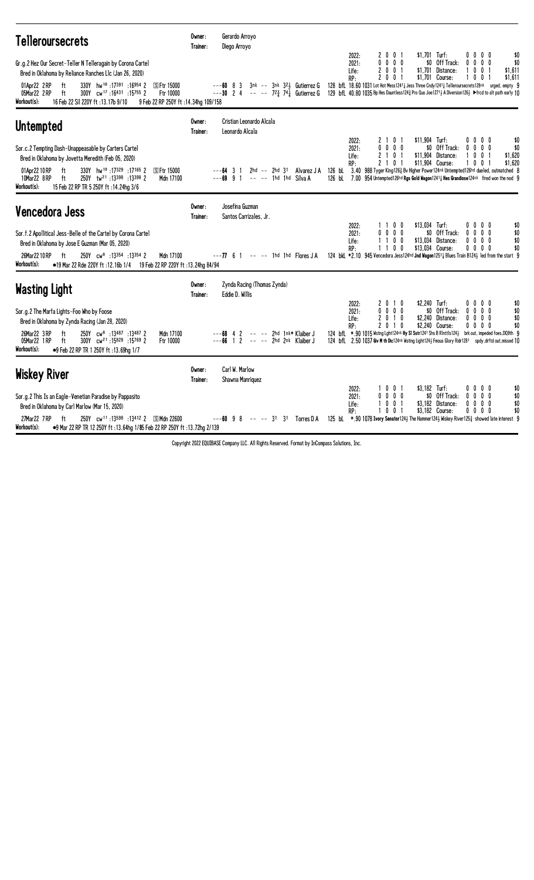## Telleroursecrets

Owner: Gerardo Arroyo
Trainer: Diego Arroyo

Gr.g.2 Hez Our Secret-Teller N Telleragain by Corona Cartel
Bred in Oklahoma by Reliance Ranches Llc (Jan 26, 2020)

| | | | | | | | | |
|---|---|---|---|---|---|---|---|---|
| 2022: | 2 0 0 1 | $1,701 | Turf: | 0 0 0 0 | $0 |
| 2021: | 0 0 0 0 | $0 | Off Track: | 0 0 0 0 | $0 |
| Life: | 2 0 0 1 | $1,701 | Distance: | 1 0 0 1 | $1,611 |
| RP: | 2 0 0 1 | $1,701 | Course: | 1 0 0 1 | $1,611 |

01Apr22 2RP ft 330Y hw[18] :17391 :16954 2 S Ftr 15000 ---60 8 3 3nk -- 3nk 3 2½ Gutierrez G 128 bfL 18.60 1031 Lot Hot Mess1241¼ Jess Three Cndy1241¼ Telleroursecrets128nk urged, empty 9
05Mar22 2RP ft 300Y cw[17] :16431 :15755 2 Ftr 10000 ---30 2 4 -- -- 7 2¾ 7 4¼ Gutierrez G 129 bfL 40.80 1035 Bp Hes Dauntless124½ Pro Quo Joe1271¼ A Diversion126½ ►frcd to alt path early 10

Workout(s): 16 Feb 22 Sil 220Y ft :13.17b 9/10 9 Feb 22 RP 250Y ft :14.34hg 109/158

## Untempted

Owner: Cristian Leonardo Alcala
Trainer: Leonardo Alcala

Sor.c.2 Tempting Dash-Unappeasable by Carters Cartel
Bred in Oklahoma by Jovetta Meredith (Feb 05, 2020)

| | | | | | |
|---|---|---|---|---|---|
| 2022: | 2 1 0 1 | $11,904 | Turf: | 0 0 0 0 | $0 |
| 2021: | 0 0 0 0 | $0 | Off Track: | 0 0 0 0 | $0 |
| Life: | 2 1 0 1 | $11,904 | Distance: | 1 0 0 1 | $1,620 |
| RP: | 2 1 0 1 | $11,904 | Course: | 1 0 0 1 | $1,620 |

01Apr22 10RP ft 330Y hw[19] :17329 :17165 2 S Ftr 15000 ---64 3 1 2hd -- 2hd 3 1 Alvarez J A 126 bL 3.40 988 Tyger King126½ Bv Higher Power124nk Untempted126hd dueled, outmatched 8
10Mar22 8RP ft 250Y tw[21] :13398 :13398 2 Mdn 17100 ---69 9 1 -- -- 1hd 1hd Silva A 126 bL 7.00 954 Untempted126hd Rgs Gold Wagon1241¼ Hes Grandiose124nk fired won the nod 9

Workout(s): 15 Feb 22 RP TR 5 250Y ft :14.24hg 3/6

## Vencedora Jess

Owner: Josefina Guzman
Trainer: Santos Carrizales, Jr.

Sor.f.2 Apollitical Jess-Belle of the Cartel by Corona Cartel
Bred in Oklahoma by Jose E Guzman (Mar 05, 2020)

| | | | | | |
|---|---|---|---|---|---|
| 2022: | 1 1 0 0 | $13,034 | Turf: | 0 0 0 0 | $0 |
| 2021: | 0 0 0 0 | $0 | Off Track: | 0 0 0 0 | $0 |
| Life: | 1 1 0 0 | $13,034 | Distance: | 0 0 0 0 | $0 |
| RP: | 1 1 0 0 | $13,034 | Course: | 0 0 0 0 | $0 |

26Mar22 10RP ft 250Y cw[8] :13354 :13354 2 Mdn 17100 ---77 6 1 -- -- 1hd 1hd Flores J A 124 bkL *2.10 945 Vencedora Jess124hd Jnd Wagon1251¼ Blues Train B124½ led from the start 9

Workout(s): ●19 Mar 22 Rde 220Y ft :12.16b 1/4 19 Feb 22 RP 220Y ft :13.24hg 84/94

## Wasting Light

Owner: Zynda Racing (Thomas Zynda)
Trainer: Eddie D. Willis

Sor.g.2 The Marfa Lights-Foo Who by Foose
Bred in Oklahoma by Zynda Racing (Jan 28, 2020)

| | | | | | |
|---|---|---|---|---|---|
| 2022: | 2 0 1 0 | $2,240 | Turf: | 0 0 0 0 | $0 |
| 2021: | 0 0 0 0 | $0 | Off Track: | 0 0 0 0 | $0 |
| Life: | 2 0 1 0 | $2,240 | Distance: | 0 0 0 0 | $0 |
| RP: | 2 0 1 0 | $2,240 | Course: | 0 0 0 0 | $0 |

26Mar22 3RP ft 250Y cw[8] :13487 :13487 2 Mdn 17100 ---68 4 2 -- -- 2hd 1nk* Klaiber J 124 bfL *.90 1015 Wstng Lght124nk Hy Sl Sstr1241 Shs B Rlntl1s124½ brk out, impeded foes,DQ9th 9
05Mar22 1RP ft 300Y cw[21] :15828 :15769 2 Ftr 10000 ---66 1 2 -- -- 2hd 2nk Klaiber J 124 bfL 2.50 1037 Giv M th Dlc124nk Wsting Light124½ Fmous Glory Ridr1281 spdy,drftd out,missed 10

Workout(s): ●9 Feb 22 RP TR 1 250Y ft :13.69hg 1/7

## Wiskey River

Owner: Carl W. Marlow
Trainer: Shawna Manriquez

Sor.g.2 This Is an Eagle-Venetian Paradise by Pappasito
Bred in Oklahoma by Carl Marlow (Mar 15, 2020)

| | | | | | |
|---|---|---|---|---|---|
| 2022: | 1 0 0 1 | $3,182 | Turf: | 0 0 0 0 | $0 |
| 2021: | 0 0 0 0 | $0 | Off Track: | 0 0 0 0 | $0 |
| Life: | 1 0 0 1 | $3,182 | Distance: | 0 0 0 0 | $0 |
| RP: | 1 0 0 1 | $3,182 | Course: | 0 0 0 0 | $0 |

27Mar22 7RP ft 250Y cw[11] :13598 :13412 2 S Mdn 22600 ---60 9 8 -- -- 3 1 3 1 Torres D A 125 bL *.90 1078 Ivory Senator124½ The Hammer124½ Wiskey River125½ showed late interest 9

Workout(s): ●9 Mar 22 RP TR 12 250Y ft :13.64hg 1/85 Feb 22 RP 250Y ft :13.72hg 2/139

Copyright 2022 EQUIBASE Company LLC. All Rights Reserved. Format by InCompass Solutions, Inc.